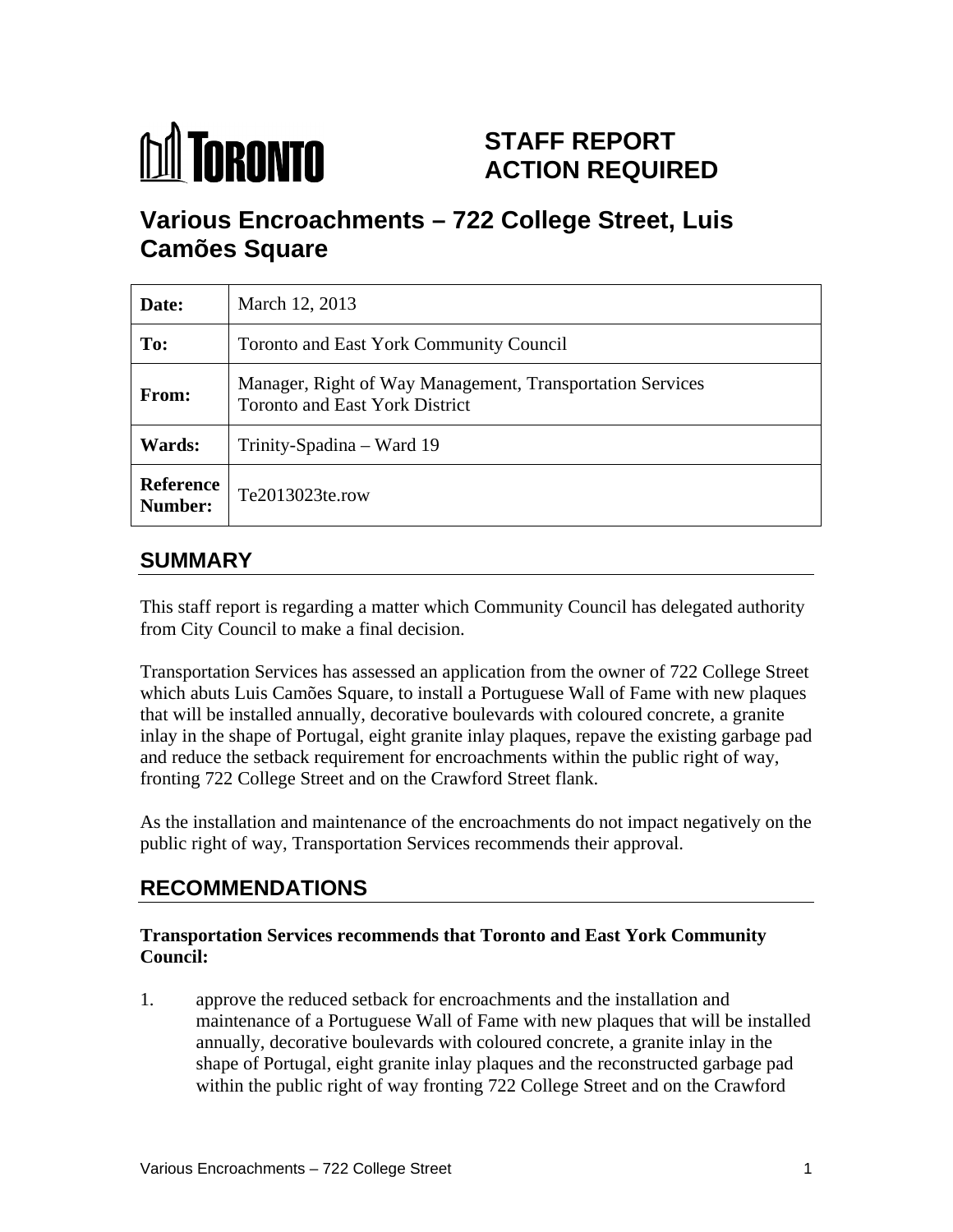TORONTO

# STAFF REPORT ACTION REQUIRED

# Various Encroachments – 722 College Street, Luis Camões Square

| Date: | March 12, 2013 |
|---|---|
| To: | Toronto and East York Community Council |
| From: | Manager, Right of Way Management, Transportation Services Toronto and East York District |
| Wards: | Trinity-Spadina – Ward 19 |
| Reference Number: | Te2013023te.row |

## SUMMARY

This staff report is regarding a matter which Community Council has delegated authority from City Council to make a final decision.

Transportation Services has assessed an application from the owner of 722 College Street which abuts Luis Camões Square, to install a Portuguese Wall of Fame with new plaques that will be installed annually, decorative boulevards with coloured concrete, a granite inlay in the shape of Portugal, eight granite inlay plaques, repave the existing garbage pad and reduce the setback requirement for encroachments within the public right of way, fronting 722 College Street and on the Crawford Street flank.

As the installation and maintenance of the encroachments do not impact negatively on the public right of way, Transportation Services recommends their approval.

## RECOMMENDATIONS

**Transportation Services recommends that Toronto and East York Community Council:**

1. approve the reduced setback for encroachments and the installation and maintenance of a Portuguese Wall of Fame with new plaques that will be installed annually, decorative boulevards with coloured concrete, a granite inlay in the shape of Portugal, eight granite inlay plaques and the reconstructed garbage pad within the public right of way fronting 722 College Street and on the Crawford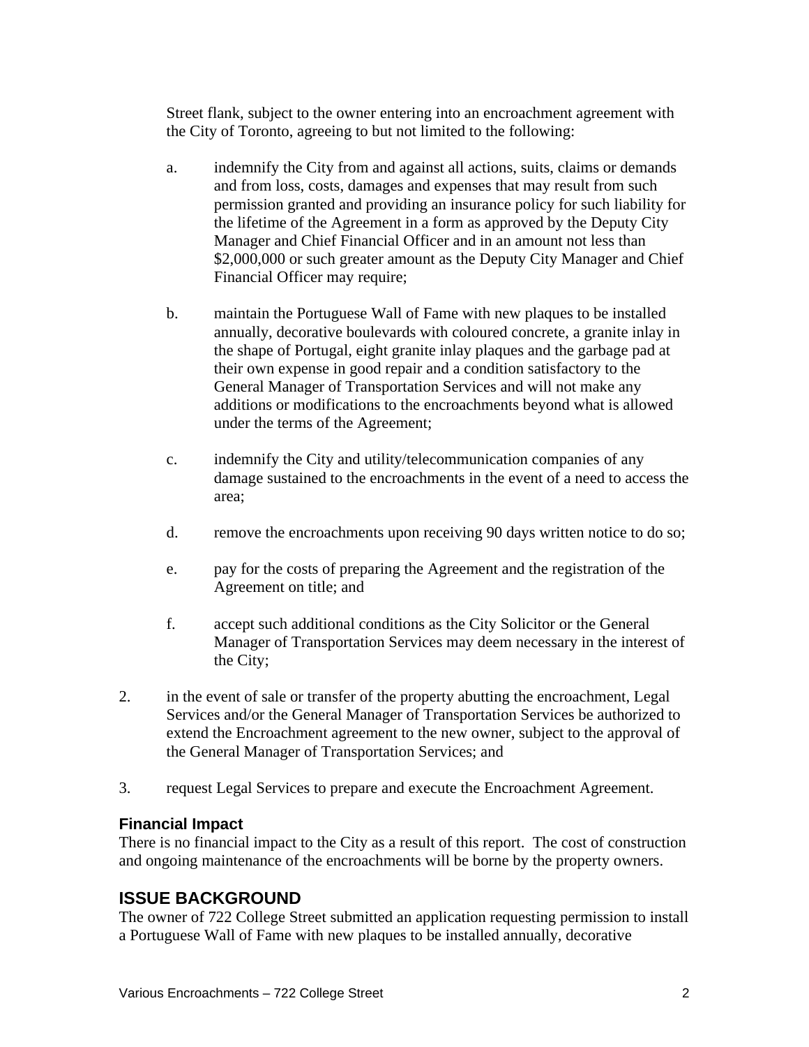Street flank, subject to the owner entering into an encroachment agreement with the City of Toronto, agreeing to but not limited to the following:

a. indemnify the City from and against all actions, suits, claims or demands and from loss, costs, damages and expenses that may result from such permission granted and providing an insurance policy for such liability for the lifetime of the Agreement in a form as approved by the Deputy City Manager and Chief Financial Officer and in an amount not less than $2,000,000 or such greater amount as the Deputy City Manager and Chief Financial Officer may require;

b. maintain the Portuguese Wall of Fame with new plaques to be installed annually, decorative boulevards with coloured concrete, a granite inlay in the shape of Portugal, eight granite inlay plaques and the garbage pad at their own expense in good repair and a condition satisfactory to the General Manager of Transportation Services and will not make any additions or modifications to the encroachments beyond what is allowed under the terms of the Agreement;

c. indemnify the City and utility/telecommunication companies of any damage sustained to the encroachments in the event of a need to access the area;

d. remove the encroachments upon receiving 90 days written notice to do so;

e. pay for the costs of preparing the Agreement and the registration of the Agreement on title; and

f. accept such additional conditions as the City Solicitor or the General Manager of Transportation Services may deem necessary in the interest of the City;

2. in the event of sale or transfer of the property abutting the encroachment, Legal Services and/or the General Manager of Transportation Services be authorized to extend the Encroachment agreement to the new owner, subject to the approval of the General Manager of Transportation Services; and

3. request Legal Services to prepare and execute the Encroachment Agreement.

### Financial Impact

There is no financial impact to the City as a result of this report. The cost of construction and ongoing maintenance of the encroachments will be borne by the property owners.

## ISSUE BACKGROUND

The owner of 722 College Street submitted an application requesting permission to install a Portuguese Wall of Fame with new plaques to be installed annually, decorative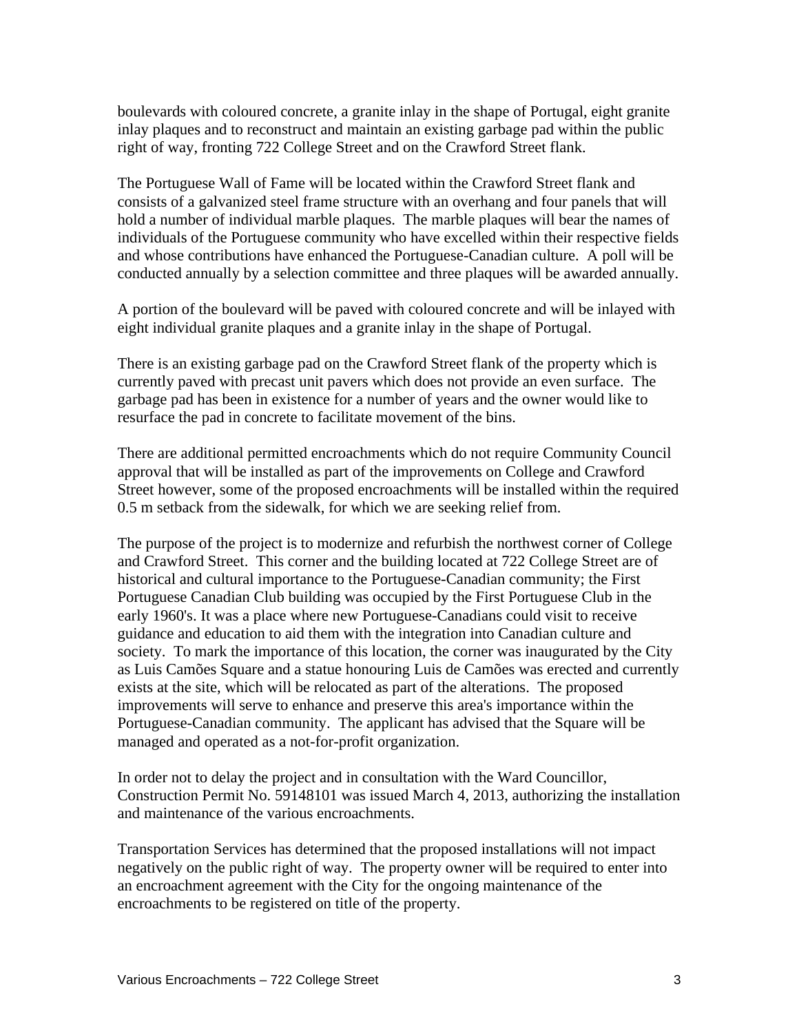boulevards with coloured concrete, a granite inlay in the shape of Portugal, eight granite inlay plaques and to reconstruct and maintain an existing garbage pad within the public right of way, fronting 722 College Street and on the Crawford Street flank.

The Portuguese Wall of Fame will be located within the Crawford Street flank and consists of a galvanized steel frame structure with an overhang and four panels that will hold a number of individual marble plaques. The marble plaques will bear the names of individuals of the Portuguese community who have excelled within their respective fields and whose contributions have enhanced the Portuguese-Canadian culture. A poll will be conducted annually by a selection committee and three plaques will be awarded annually.

A portion of the boulevard will be paved with coloured concrete and will be inlayed with eight individual granite plaques and a granite inlay in the shape of Portugal.

There is an existing garbage pad on the Crawford Street flank of the property which is currently paved with precast unit pavers which does not provide an even surface. The garbage pad has been in existence for a number of years and the owner would like to resurface the pad in concrete to facilitate movement of the bins.

There are additional permitted encroachments which do not require Community Council approval that will be installed as part of the improvements on College and Crawford Street however, some of the proposed encroachments will be installed within the required 0.5 m setback from the sidewalk, for which we are seeking relief from.

The purpose of the project is to modernize and refurbish the northwest corner of College and Crawford Street. This corner and the building located at 722 College Street are of historical and cultural importance to the Portuguese-Canadian community; the First Portuguese Canadian Club building was occupied by the First Portuguese Club in the early 1960's. It was a place where new Portuguese-Canadians could visit to receive guidance and education to aid them with the integration into Canadian culture and society. To mark the importance of this location, the corner was inaugurated by the City as Luis Camões Square and a statue honouring Luis de Camões was erected and currently exists at the site, which will be relocated as part of the alterations. The proposed improvements will serve to enhance and preserve this area's importance within the Portuguese-Canadian community. The applicant has advised that the Square will be managed and operated as a not-for-profit organization.

In order not to delay the project and in consultation with the Ward Councillor, Construction Permit No. 59148101 was issued March 4, 2013, authorizing the installation and maintenance of the various encroachments.

Transportation Services has determined that the proposed installations will not impact negatively on the public right of way. The property owner will be required to enter into an encroachment agreement with the City for the ongoing maintenance of the encroachments to be registered on title of the property.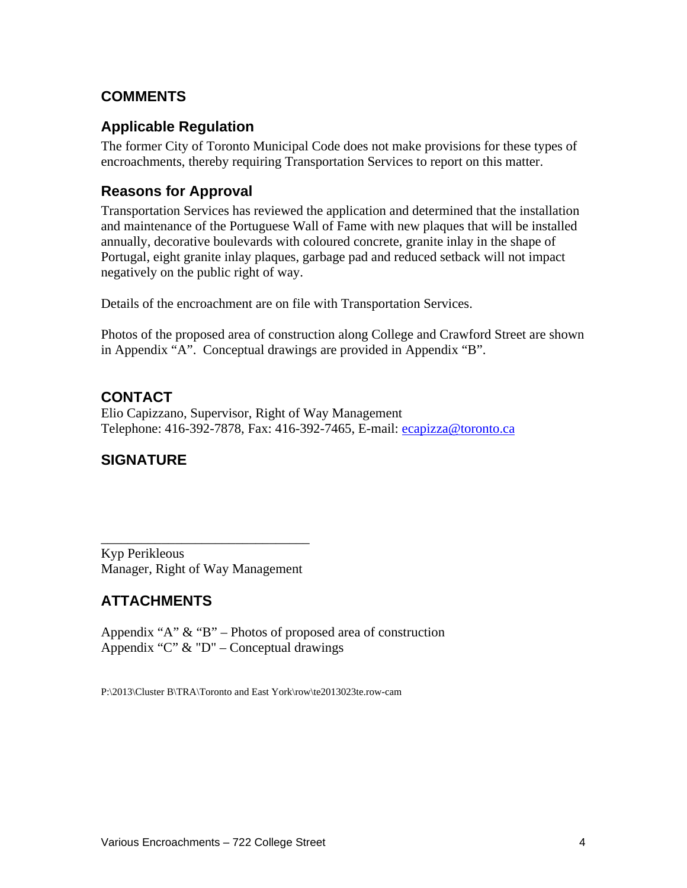## COMMENTS

### Applicable Regulation

The former City of Toronto Municipal Code does not make provisions for these types of encroachments, thereby requiring Transportation Services to report on this matter.

### Reasons for Approval

Transportation Services has reviewed the application and determined that the installation and maintenance of the Portuguese Wall of Fame with new plaques that will be installed annually, decorative boulevards with coloured concrete, granite inlay in the shape of Portugal, eight granite inlay plaques, garbage pad and reduced setback will not impact negatively on the public right of way.

Details of the encroachment are on file with Transportation Services.

Photos of the proposed area of construction along College and Crawford Street are shown in Appendix “A”. Conceptual drawings are provided in Appendix “B”.

## CONTACT

Elio Capizzano, Supervisor, Right of Way Management
Telephone: 416-392-7878, Fax: 416-392-7465, E-mail: ecapizza@toronto.ca

## SIGNATURE

_______________________________

Kyp Perikleous
Manager, Right of Way Management

## ATTACHMENTS

Appendix “A” & “B” – Photos of proposed area of construction
Appendix “C” & "D" – Conceptual drawings

P:\2013\Cluster B\TRA\Toronto and East York\row\te2013023te.row-cam